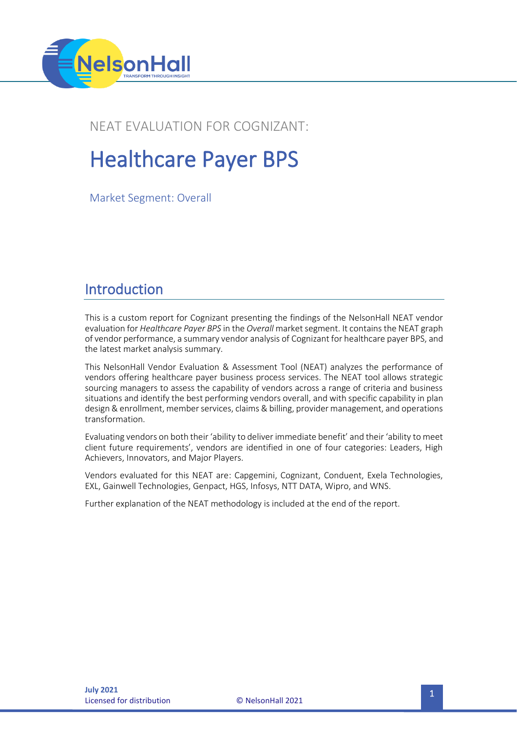NEAT EVALUATION FOR COGNIZANT:

# Healthcare Payer BPS

Market Segment: Overall

## Introduction

This is a custom report for Cognizant presenting the findings of the NelsonHall NEAT vendor evaluation for *Healthcare Payer BPS* in the *Overall* market segment. It contains the NEAT graph of vendor performance, a summary vendor analysis of Cognizant for healthcare payer BPS, and the latest market analysis summary.

This NelsonHall Vendor Evaluation & Assessment Tool (NEAT) analyzes the performance of vendors offering healthcare payer business process services. The NEAT tool allows strategic sourcing managers to assess the capability of vendors across a range of criteria and business situations and identify the best performing vendors overall, and with specific capability in plan design & enrollment, member services, claims & billing, provider management, and operations transformation.

Evaluating vendors on both their 'ability to deliver immediate benefit' and their 'ability to meet client future requirements', vendors are identified in one of four categories: Leaders, High Achievers, Innovators, and Major Players.

Vendors evaluated for this NEAT are: Capgemini, Cognizant, Conduent, Exela Technologies, EXL, Gainwell Technologies, Genpact, HGS, Infosys, NTT DATA, Wipro, and WNS.

Further explanation of the NEAT methodology is included at the end of the report.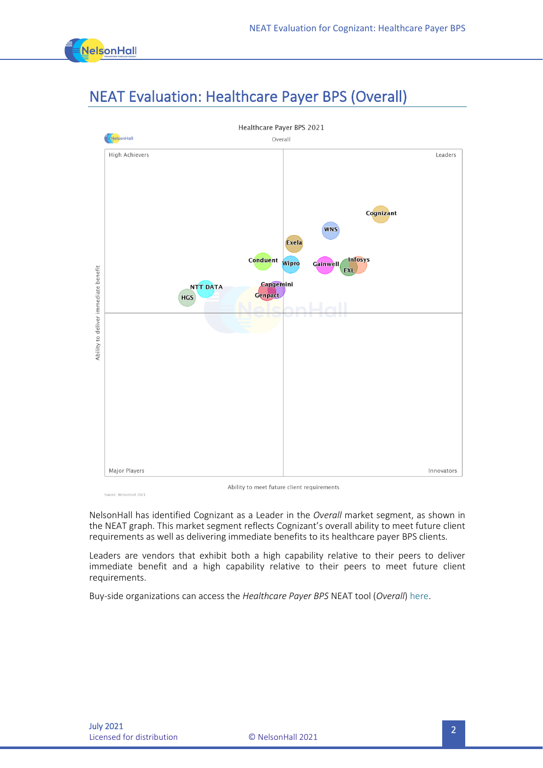# NEAT Evaluation: Healthcare Payer BPS (Overall)

Healthcare Payer BPS 2021

Overall

High Achievers | Leaders

Major Players | Innovators

Ability to deliver immediate benefit

Ability to meet future client requirements

Cognizant, WNS, Exela, Conduent, Wipro, Gainwell, Infosys, EXL, NTT DATA, HGS, Capgemini, Genpact

Source: NelsonHall 2021

NelsonHall has identified Cognizant as a Leader in the *Overall* market segment, as shown in the NEAT graph. This market segment reflects Cognizant's overall ability to meet future client requirements as well as delivering immediate benefits to its healthcare payer BPS clients.

Leaders are vendors that exhibit both a high capability relative to their peers to deliver immediate benefit and a high capability relative to their peers to meet future client requirements.

Buy-side organizations can access the *Healthcare Payer BPS* NEAT tool (*Overall*) here.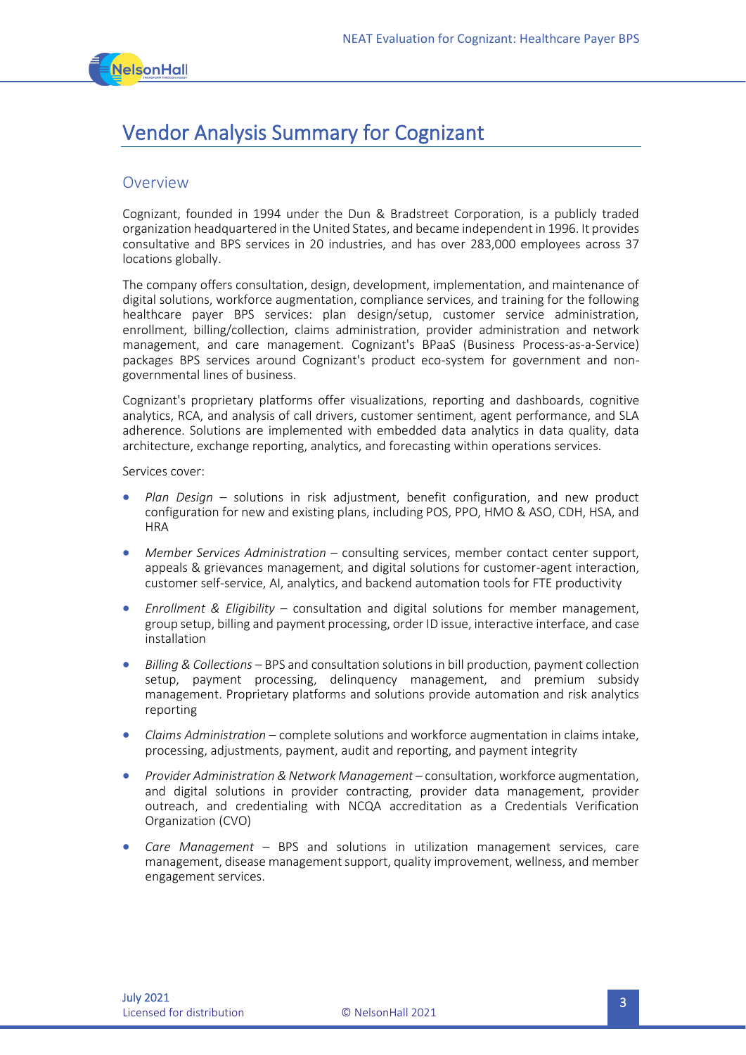# Vendor Analysis Summary for Cognizant

## Overview

Cognizant, founded in 1994 under the Dun & Bradstreet Corporation, is a publicly traded organization headquartered in the United States, and became independent in 1996. It provides consultative and BPS services in 20 industries, and has over 283,000 employees across 37 locations globally.

The company offers consultation, design, development, implementation, and maintenance of digital solutions, workforce augmentation, compliance services, and training for the following healthcare payer BPS services: plan design/setup, customer service administration, enrollment, billing/collection, claims administration, provider administration and network management, and care management. Cognizant's BPaaS (Business Process-as-a-Service) packages BPS services around Cognizant's product eco-system for government and non-governmental lines of business.

Cognizant's proprietary platforms offer visualizations, reporting and dashboards, cognitive analytics, RCA, and analysis of call drivers, customer sentiment, agent performance, and SLA adherence. Solutions are implemented with embedded data analytics in data quality, data architecture, exchange reporting, analytics, and forecasting within operations services.

Services cover:

- *Plan Design* – solutions in risk adjustment, benefit configuration, and new product configuration for new and existing plans, including POS, PPO, HMO & ASO, CDH, HSA, and HRA
- *Member Services Administration* – consulting services, member contact center support, appeals & grievances management, and digital solutions for customer-agent interaction, customer self-service, AI, analytics, and backend automation tools for FTE productivity
- *Enrollment & Eligibility* – consultation and digital solutions for member management, group setup, billing and payment processing, order ID issue, interactive interface, and case installation
- *Billing & Collections* – BPS and consultation solutions in bill production, payment collection setup, payment processing, delinquency management, and premium subsidy management. Proprietary platforms and solutions provide automation and risk analytics reporting
- *Claims Administration* – complete solutions and workforce augmentation in claims intake, processing, adjustments, payment, audit and reporting, and payment integrity
- *Provider Administration & Network Management* – consultation, workforce augmentation, and digital solutions in provider contracting, provider data management, provider outreach, and credentialing with NCQA accreditation as a Credentials Verification Organization (CVO)
- *Care Management* – BPS and solutions in utilization management services, care management, disease management support, quality improvement, wellness, and member engagement services.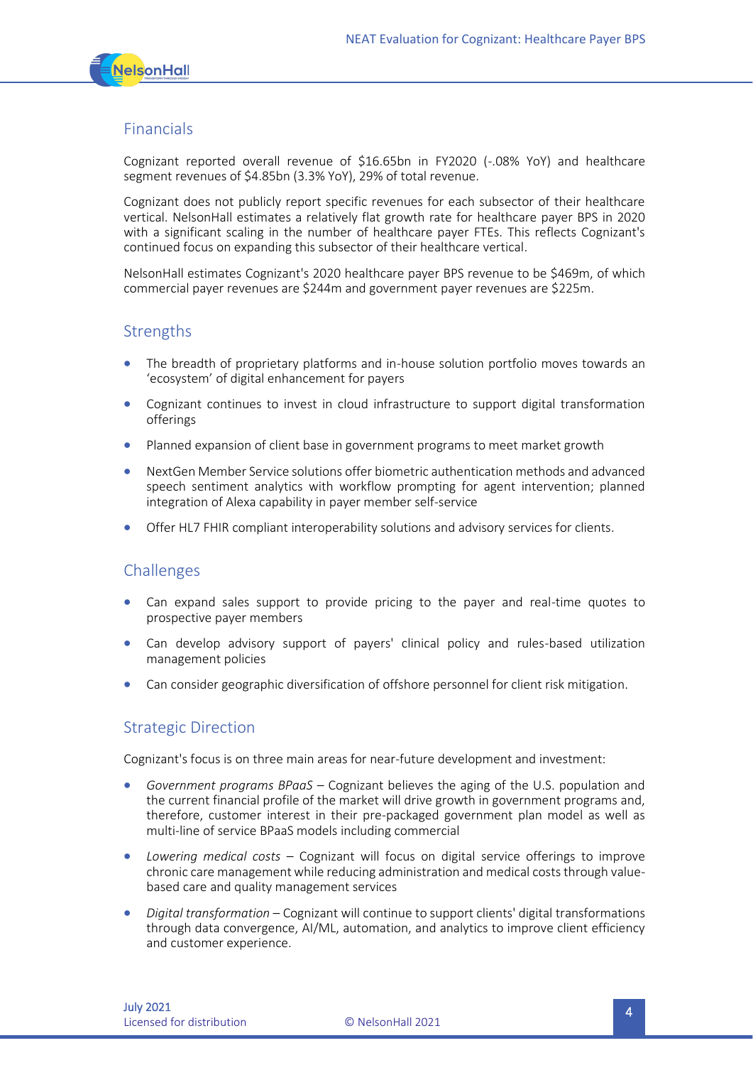## Financials

Cognizant reported overall revenue of $16.65bn in FY2020 (-.08% YoY) and healthcare segment revenues of $4.85bn (3.3% YoY), 29% of total revenue.

Cognizant does not publicly report specific revenues for each subsector of their healthcare vertical. NelsonHall estimates a relatively flat growth rate for healthcare payer BPS in 2020 with a significant scaling in the number of healthcare payer FTEs. This reflects Cognizant's continued focus on expanding this subsector of their healthcare vertical.

NelsonHall estimates Cognizant's 2020 healthcare payer BPS revenue to be $469m, of which commercial payer revenues are $244m and government payer revenues are $225m.

## Strengths

- The breadth of proprietary platforms and in-house solution portfolio moves towards an 'ecosystem' of digital enhancement for payers
- Cognizant continues to invest in cloud infrastructure to support digital transformation offerings
- Planned expansion of client base in government programs to meet market growth
- NextGen Member Service solutions offer biometric authentication methods and advanced speech sentiment analytics with workflow prompting for agent intervention; planned integration of Alexa capability in payer member self-service
- Offer HL7 FHIR compliant interoperability solutions and advisory services for clients.

## Challenges

- Can expand sales support to provide pricing to the payer and real-time quotes to prospective payer members
- Can develop advisory support of payers' clinical policy and rules-based utilization management policies
- Can consider geographic diversification of offshore personnel for client risk mitigation.

## Strategic Direction

Cognizant's focus is on three main areas for near-future development and investment:

- *Government programs BPaaS* – Cognizant believes the aging of the U.S. population and the current financial profile of the market will drive growth in government programs and, therefore, customer interest in their pre-packaged government plan model as well as multi-line of service BPaaS models including commercial
- *Lowering medical costs* – Cognizant will focus on digital service offerings to improve chronic care management while reducing administration and medical costs through value-based care and quality management services
- *Digital transformation* – Cognizant will continue to support clients' digital transformations through data convergence, AI/ML, automation, and analytics to improve client efficiency and customer experience.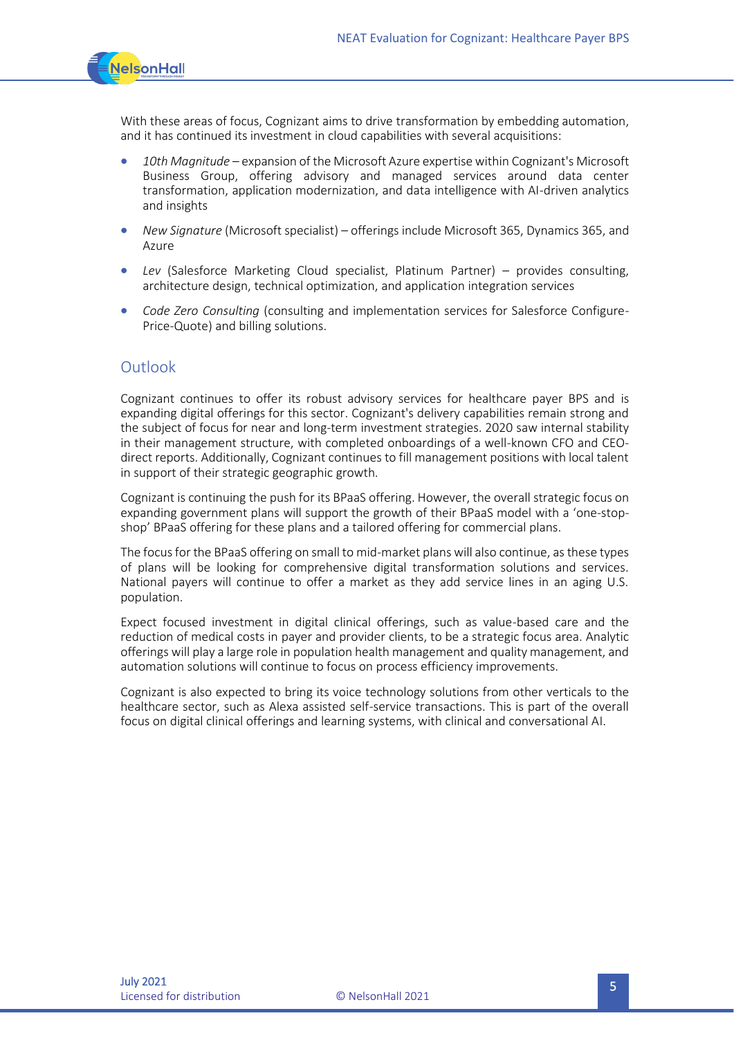With these areas of focus, Cognizant aims to drive transformation by embedding automation, and it has continued its investment in cloud capabilities with several acquisitions:

- *10th Magnitude* – expansion of the Microsoft Azure expertise within Cognizant's Microsoft Business Group, offering advisory and managed services around data center transformation, application modernization, and data intelligence with AI-driven analytics and insights
- *New Signature* (Microsoft specialist) – offerings include Microsoft 365, Dynamics 365, and Azure
- *Lev* (Salesforce Marketing Cloud specialist, Platinum Partner) – provides consulting, architecture design, technical optimization, and application integration services
- *Code Zero Consulting* (consulting and implementation services for Salesforce Configure-Price-Quote) and billing solutions.

## Outlook

Cognizant continues to offer its robust advisory services for healthcare payer BPS and is expanding digital offerings for this sector. Cognizant's delivery capabilities remain strong and the subject of focus for near and long-term investment strategies. 2020 saw internal stability in their management structure, with completed onboardings of a well-known CFO and CEO-direct reports. Additionally, Cognizant continues to fill management positions with local talent in support of their strategic geographic growth.

Cognizant is continuing the push for its BPaaS offering. However, the overall strategic focus on expanding government plans will support the growth of their BPaaS model with a 'one-stop-shop' BPaaS offering for these plans and a tailored offering for commercial plans.

The focus for the BPaaS offering on small to mid-market plans will also continue, as these types of plans will be looking for comprehensive digital transformation solutions and services. National payers will continue to offer a market as they add service lines in an aging U.S. population.

Expect focused investment in digital clinical offerings, such as value-based care and the reduction of medical costs in payer and provider clients, to be a strategic focus area. Analytic offerings will play a large role in population health management and quality management, and automation solutions will continue to focus on process efficiency improvements.

Cognizant is also expected to bring its voice technology solutions from other verticals to the healthcare sector, such as Alexa assisted self-service transactions. This is part of the overall focus on digital clinical offerings and learning systems, with clinical and conversational AI.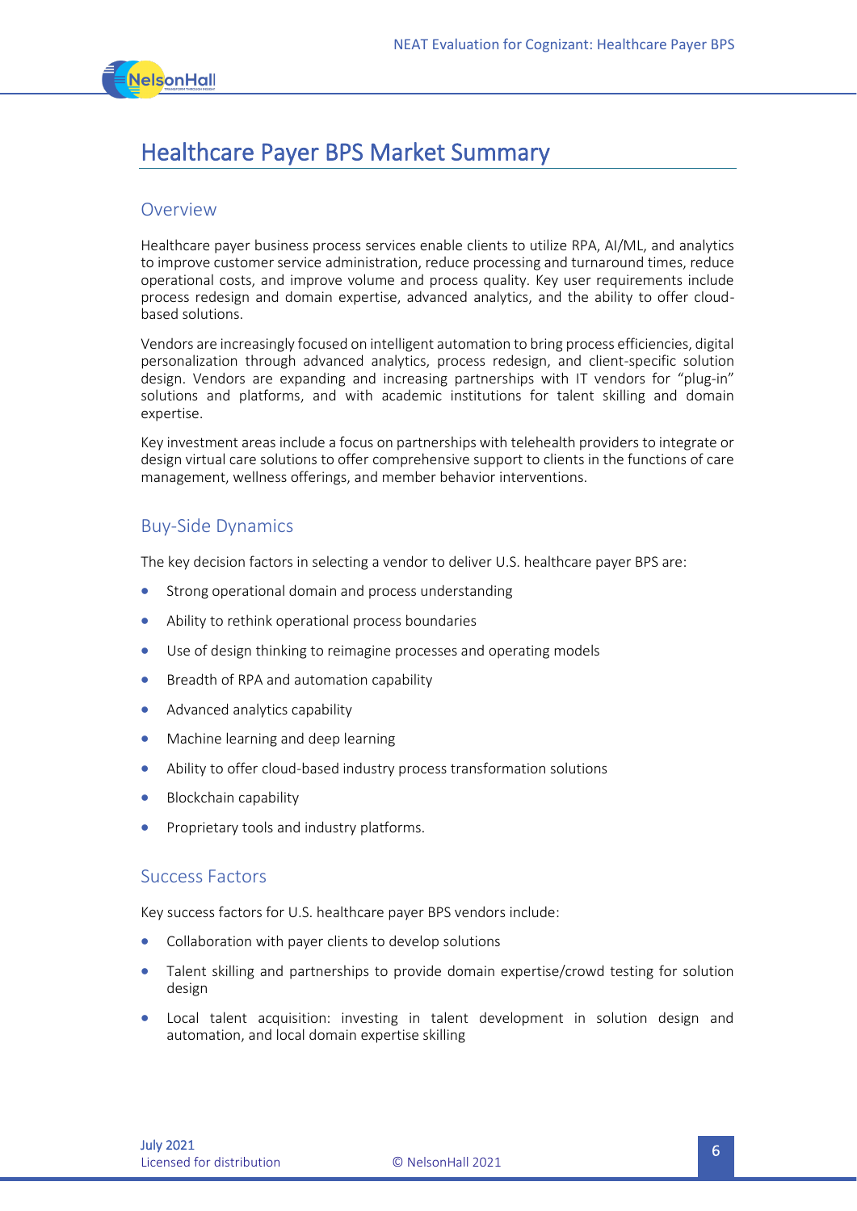# Healthcare Payer BPS Market Summary

## Overview

Healthcare payer business process services enable clients to utilize RPA, AI/ML, and analytics to improve customer service administration, reduce processing and turnaround times, reduce operational costs, and improve volume and process quality. Key user requirements include process redesign and domain expertise, advanced analytics, and the ability to offer cloud-based solutions.

Vendors are increasingly focused on intelligent automation to bring process efficiencies, digital personalization through advanced analytics, process redesign, and client-specific solution design. Vendors are expanding and increasing partnerships with IT vendors for "plug-in" solutions and platforms, and with academic institutions for talent skilling and domain expertise.

Key investment areas include a focus on partnerships with telehealth providers to integrate or design virtual care solutions to offer comprehensive support to clients in the functions of care management, wellness offerings, and member behavior interventions.

## Buy-Side Dynamics

The key decision factors in selecting a vendor to deliver U.S. healthcare payer BPS are:

- Strong operational domain and process understanding
- Ability to rethink operational process boundaries
- Use of design thinking to reimagine processes and operating models
- Breadth of RPA and automation capability
- Advanced analytics capability
- Machine learning and deep learning
- Ability to offer cloud-based industry process transformation solutions
- Blockchain capability
- Proprietary tools and industry platforms.

## Success Factors

Key success factors for U.S. healthcare payer BPS vendors include:

- Collaboration with payer clients to develop solutions
- Talent skilling and partnerships to provide domain expertise/crowd testing for solution design
- Local talent acquisition: investing in talent development in solution design and automation, and local domain expertise skilling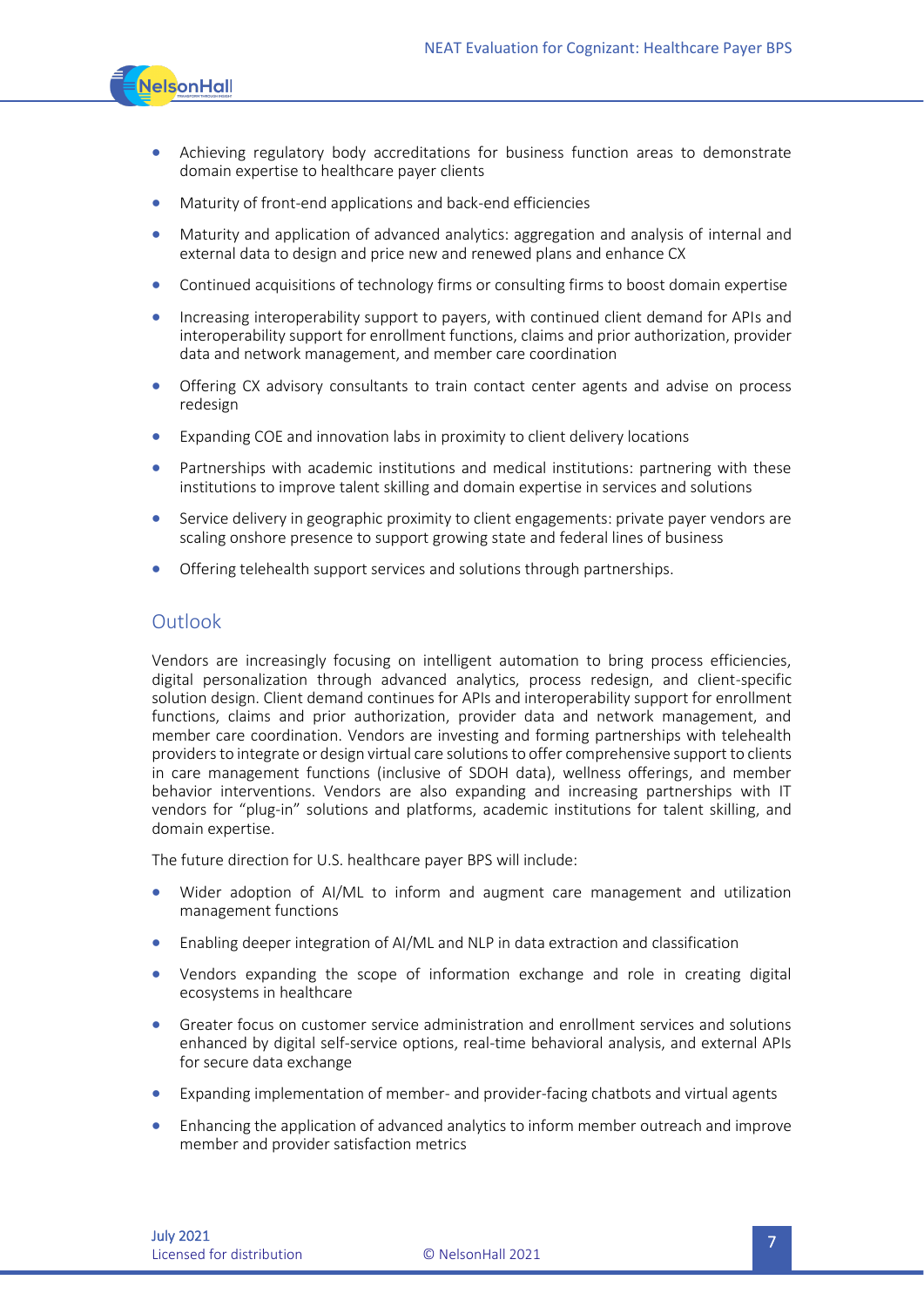- Achieving regulatory body accreditations for business function areas to demonstrate domain expertise to healthcare payer clients
- Maturity of front-end applications and back-end efficiencies
- Maturity and application of advanced analytics: aggregation and analysis of internal and external data to design and price new and renewed plans and enhance CX
- Continued acquisitions of technology firms or consulting firms to boost domain expertise
- Increasing interoperability support to payers, with continued client demand for APIs and interoperability support for enrollment functions, claims and prior authorization, provider data and network management, and member care coordination
- Offering CX advisory consultants to train contact center agents and advise on process redesign
- Expanding COE and innovation labs in proximity to client delivery locations
- Partnerships with academic institutions and medical institutions: partnering with these institutions to improve talent skilling and domain expertise in services and solutions
- Service delivery in geographic proximity to client engagements: private payer vendors are scaling onshore presence to support growing state and federal lines of business
- Offering telehealth support services and solutions through partnerships.

## Outlook

Vendors are increasingly focusing on intelligent automation to bring process efficiencies, digital personalization through advanced analytics, process redesign, and client-specific solution design. Client demand continues for APIs and interoperability support for enrollment functions, claims and prior authorization, provider data and network management, and member care coordination. Vendors are investing and forming partnerships with telehealth providers to integrate or design virtual care solutions to offer comprehensive support to clients in care management functions (inclusive of SDOH data), wellness offerings, and member behavior interventions. Vendors are also expanding and increasing partnerships with IT vendors for "plug-in" solutions and platforms, academic institutions for talent skilling, and domain expertise.

The future direction for U.S. healthcare payer BPS will include:

- Wider adoption of AI/ML to inform and augment care management and utilization management functions
- Enabling deeper integration of AI/ML and NLP in data extraction and classification
- Vendors expanding the scope of information exchange and role in creating digital ecosystems in healthcare
- Greater focus on customer service administration and enrollment services and solutions enhanced by digital self-service options, real-time behavioral analysis, and external APIs for secure data exchange
- Expanding implementation of member- and provider-facing chatbots and virtual agents
- Enhancing the application of advanced analytics to inform member outreach and improve member and provider satisfaction metrics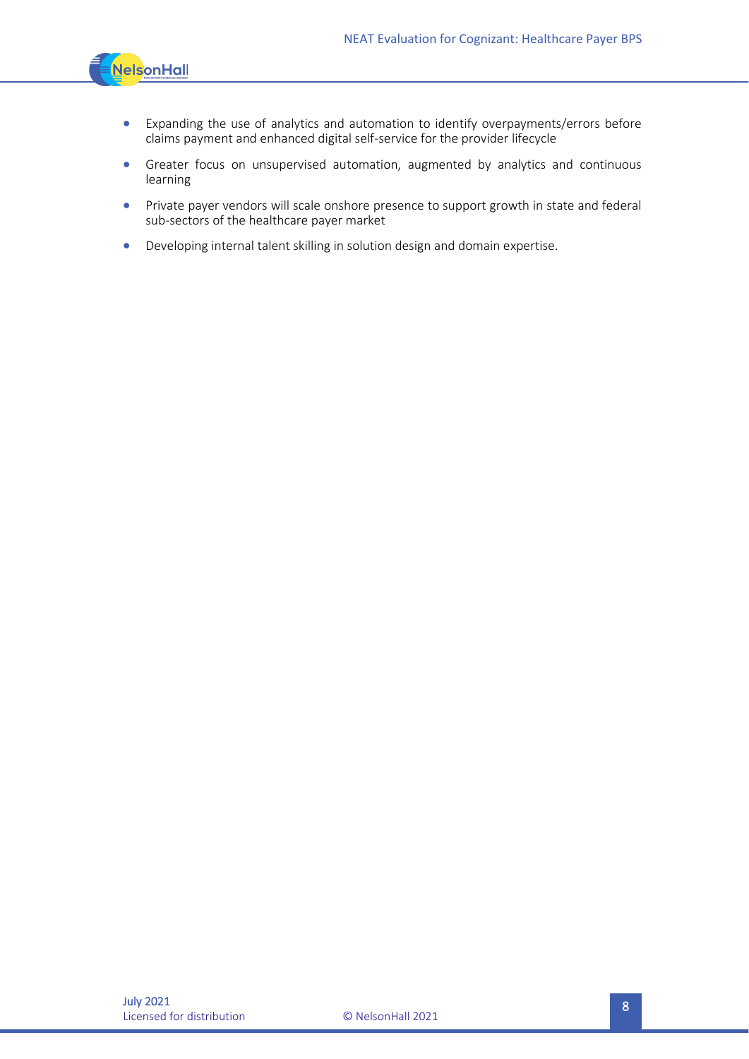- Expanding the use of analytics and automation to identify overpayments/errors before claims payment and enhanced digital self-service for the provider lifecycle
- Greater focus on unsupervised automation, augmented by analytics and continuous learning
- Private payer vendors will scale onshore presence to support growth in state and federal sub-sectors of the healthcare payer market
- Developing internal talent skilling in solution design and domain expertise.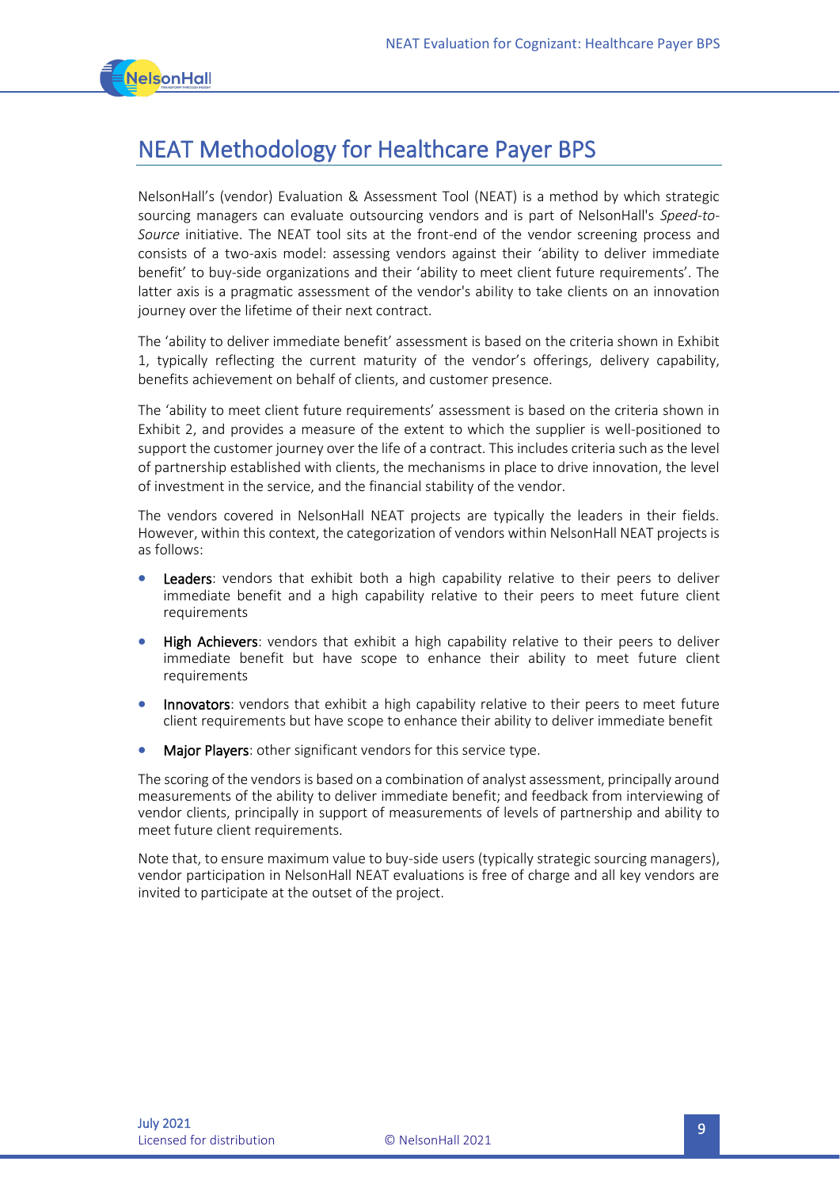# NEAT Methodology for Healthcare Payer BPS

NelsonHall's (vendor) Evaluation & Assessment Tool (NEAT) is a method by which strategic sourcing managers can evaluate outsourcing vendors and is part of NelsonHall's *Speed-to-Source* initiative. The NEAT tool sits at the front-end of the vendor screening process and consists of a two-axis model: assessing vendors against their 'ability to deliver immediate benefit' to buy-side organizations and their 'ability to meet client future requirements'. The latter axis is a pragmatic assessment of the vendor's ability to take clients on an innovation journey over the lifetime of their next contract.

The 'ability to deliver immediate benefit' assessment is based on the criteria shown in Exhibit 1, typically reflecting the current maturity of the vendor's offerings, delivery capability, benefits achievement on behalf of clients, and customer presence.

The 'ability to meet client future requirements' assessment is based on the criteria shown in Exhibit 2, and provides a measure of the extent to which the supplier is well-positioned to support the customer journey over the life of a contract. This includes criteria such as the level of partnership established with clients, the mechanisms in place to drive innovation, the level of investment in the service, and the financial stability of the vendor.

The vendors covered in NelsonHall NEAT projects are typically the leaders in their fields. However, within this context, the categorization of vendors within NelsonHall NEAT projects is as follows:

- **Leaders**: vendors that exhibit both a high capability relative to their peers to deliver immediate benefit and a high capability relative to their peers to meet future client requirements
- **High Achievers**: vendors that exhibit a high capability relative to their peers to deliver immediate benefit but have scope to enhance their ability to meet future client requirements
- **Innovators**: vendors that exhibit a high capability relative to their peers to meet future client requirements but have scope to enhance their ability to deliver immediate benefit
- **Major Players**: other significant vendors for this service type.

The scoring of the vendors is based on a combination of analyst assessment, principally around measurements of the ability to deliver immediate benefit; and feedback from interviewing of vendor clients, principally in support of measurements of levels of partnership and ability to meet future client requirements.

Note that, to ensure maximum value to buy-side users (typically strategic sourcing managers), vendor participation in NelsonHall NEAT evaluations is free of charge and all key vendors are invited to participate at the outset of the project.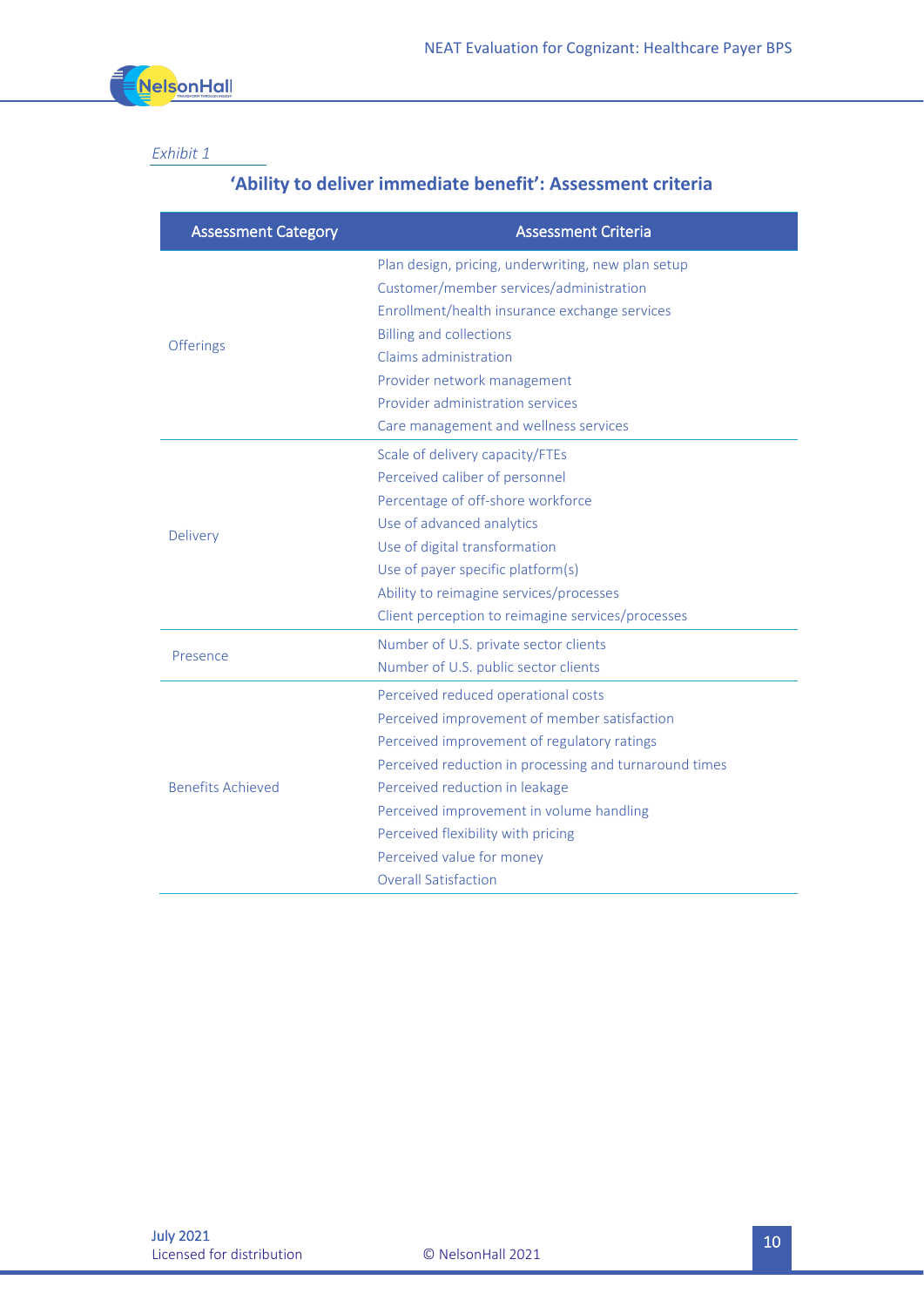*Exhibit 1*

## 'Ability to deliver immediate benefit': Assessment criteria

| Assessment Category | Assessment Criteria |
|---|---|
| Offerings | Plan design, pricing, underwriting, new plan setup |
| | Customer/member services/administration |
| | Enrollment/health insurance exchange services |
| | Billing and collections |
| | Claims administration |
| | Provider network management |
| | Provider administration services |
| | Care management and wellness services |
| Delivery | Scale of delivery capacity/FTEs |
| | Perceived caliber of personnel |
| | Percentage of off-shore workforce |
| | Use of advanced analytics |
| | Use of digital transformation |
| | Use of payer specific platform(s) |
| | Ability to reimagine services/processes |
| | Client perception to reimagine services/processes |
| Presence | Number of U.S. private sector clients |
| | Number of U.S. public sector clients |
| Benefits Achieved | Perceived reduced operational costs |
| | Perceived improvement of member satisfaction |
| | Perceived improvement of regulatory ratings |
| | Perceived reduction in processing and turnaround times |
| | Perceived reduction in leakage |
| | Perceived improvement in volume handling |
| | Perceived flexibility with pricing |
| | Perceived value for money |
| | Overall Satisfaction |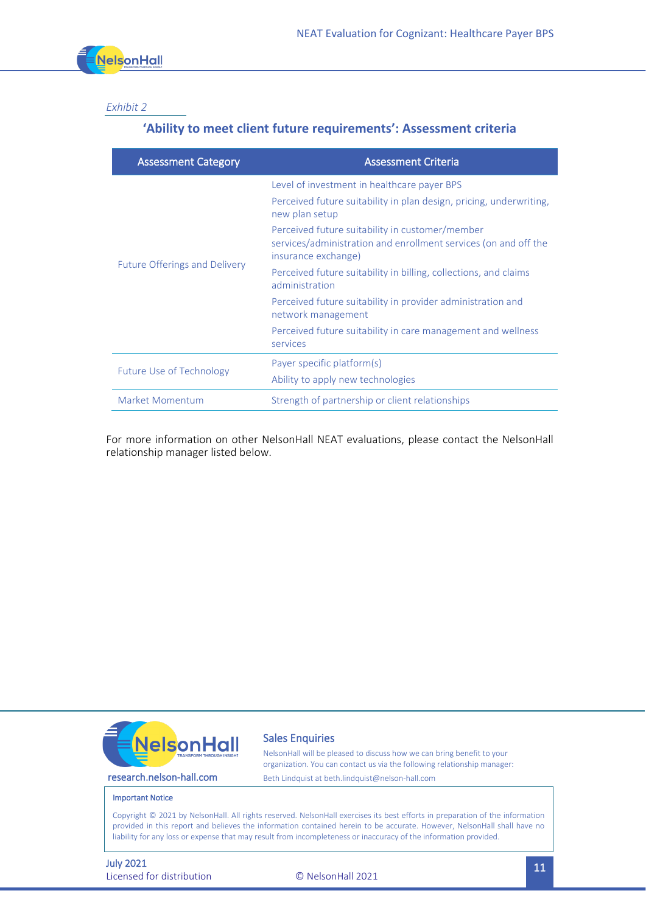*Exhibit 2*

## 'Ability to meet client future requirements': Assessment criteria

| Assessment Category | Assessment Criteria |
|---|---|
| Future Offerings and Delivery | Level of investment in healthcare payer BPS |
| | Perceived future suitability in plan design, pricing, underwriting, new plan setup |
| | Perceived future suitability in customer/member services/administration and enrollment services (on and off the insurance exchange) |
| | Perceived future suitability in billing, collections, and claims administration |
| | Perceived future suitability in provider administration and network management |
| | Perceived future suitability in care management and wellness services |
| Future Use of Technology | Payer specific platform(s) |
| | Ability to apply new technologies |
| Market Momentum | Strength of partnership or client relationships |

For more information on other NelsonHall NEAT evaluations, please contact the NelsonHall relationship manager listed below.

research.nelson-hall.com

**Sales Enquiries**

NelsonHall will be pleased to discuss how we can bring benefit to your organization. You can contact us via the following relationship manager:

Beth Lindquist at beth.lindquist@nelson-hall.com

**Important Notice**

Copyright © 2021 by NelsonHall. All rights reserved. NelsonHall exercises its best efforts in preparation of the information provided in this report and believes the information contained herein to be accurate. However, NelsonHall shall have no liability for any loss or expense that may result from incompleteness or inaccuracy of the information provided.

July 2021
Licensed for distribution

© NelsonHall 2021